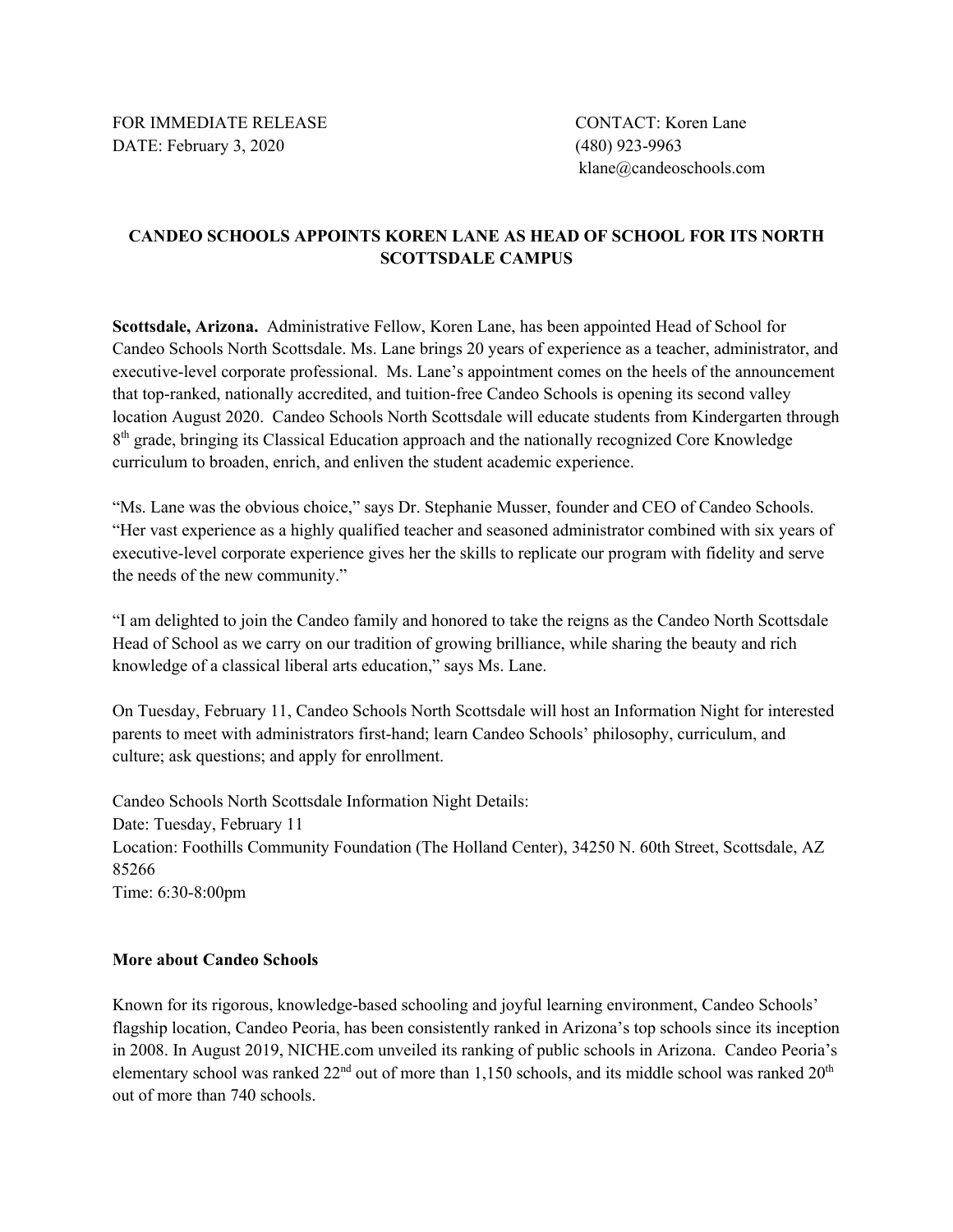FOR IMMEDIATE RELEASE
DATE: February 3, 2020

CONTACT: Koren Lane
(480) 923-9963
klane@candeoschools.com

**CANDEO SCHOOLS APPOINTS KOREN LANE AS HEAD OF SCHOOL FOR ITS NORTH SCOTTSDALE CAMPUS**

**Scottsdale, Arizona.** Administrative Fellow, Koren Lane, has been appointed Head of School for Candeo Schools North Scottsdale. Ms. Lane brings 20 years of experience as a teacher, administrator, and executive-level corporate professional. Ms. Lane's appointment comes on the heels of the announcement that top-ranked, nationally accredited, and tuition-free Candeo Schools is opening its second valley location August 2020. Candeo Schools North Scottsdale will educate students from Kindergarten through 8th grade, bringing its Classical Education approach and the nationally recognized Core Knowledge curriculum to broaden, enrich, and enliven the student academic experience.

"Ms. Lane was the obvious choice," says Dr. Stephanie Musser, founder and CEO of Candeo Schools. "Her vast experience as a highly qualified teacher and seasoned administrator combined with six years of executive-level corporate experience gives her the skills to replicate our program with fidelity and serve the needs of the new community."

"I am delighted to join the Candeo family and honored to take the reigns as the Candeo North Scottsdale Head of School as we carry on our tradition of growing brilliance, while sharing the beauty and rich knowledge of a classical liberal arts education," says Ms. Lane.

On Tuesday, February 11, Candeo Schools North Scottsdale will host an Information Night for interested parents to meet with administrators first-hand; learn Candeo Schools' philosophy, curriculum, and culture; ask questions; and apply for enrollment.

Candeo Schools North Scottsdale Information Night Details:
Date: Tuesday, February 11
Location: Foothills Community Foundation (The Holland Center), 34250 N. 60th Street, Scottsdale, AZ 85266
Time: 6:30-8:00pm

**More about Candeo Schools**

Known for its rigorous, knowledge-based schooling and joyful learning environment, Candeo Schools' flagship location, Candeo Peoria, has been consistently ranked in Arizona's top schools since its inception in 2008. In August 2019, NICHE.com unveiled its ranking of public schools in Arizona. Candeo Peoria's elementary school was ranked 22nd out of more than 1,150 schools, and its middle school was ranked 20th out of more than 740 schools.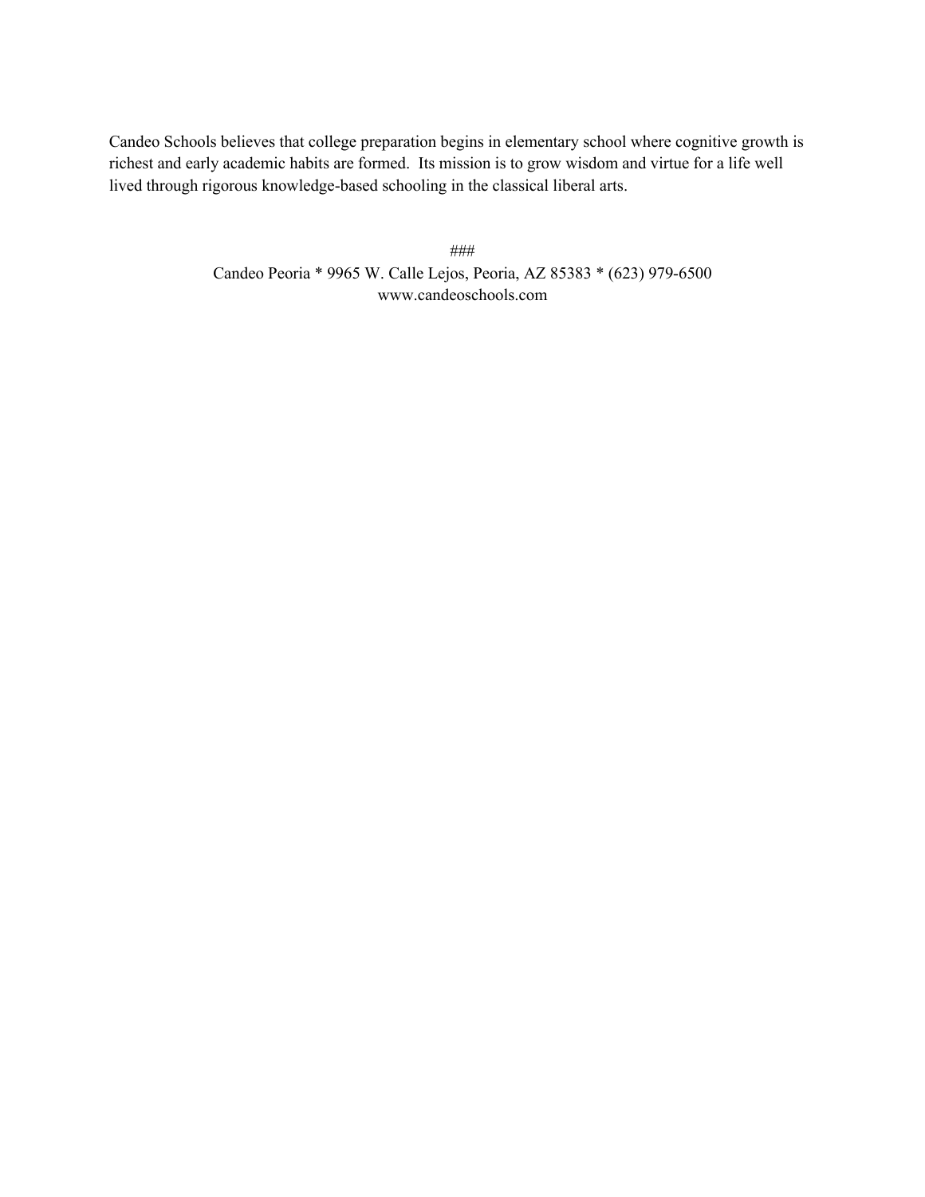Candeo Schools believes that college preparation begins in elementary school where cognitive growth is richest and early academic habits are formed. Its mission is to grow wisdom and virtue for a life well lived through rigorous knowledge-based schooling in the classical liberal arts.

###

Candeo Peoria * 9965 W. Calle Lejos, Peoria, AZ 85383 * (623) 979-6500
www.candeoschools.com